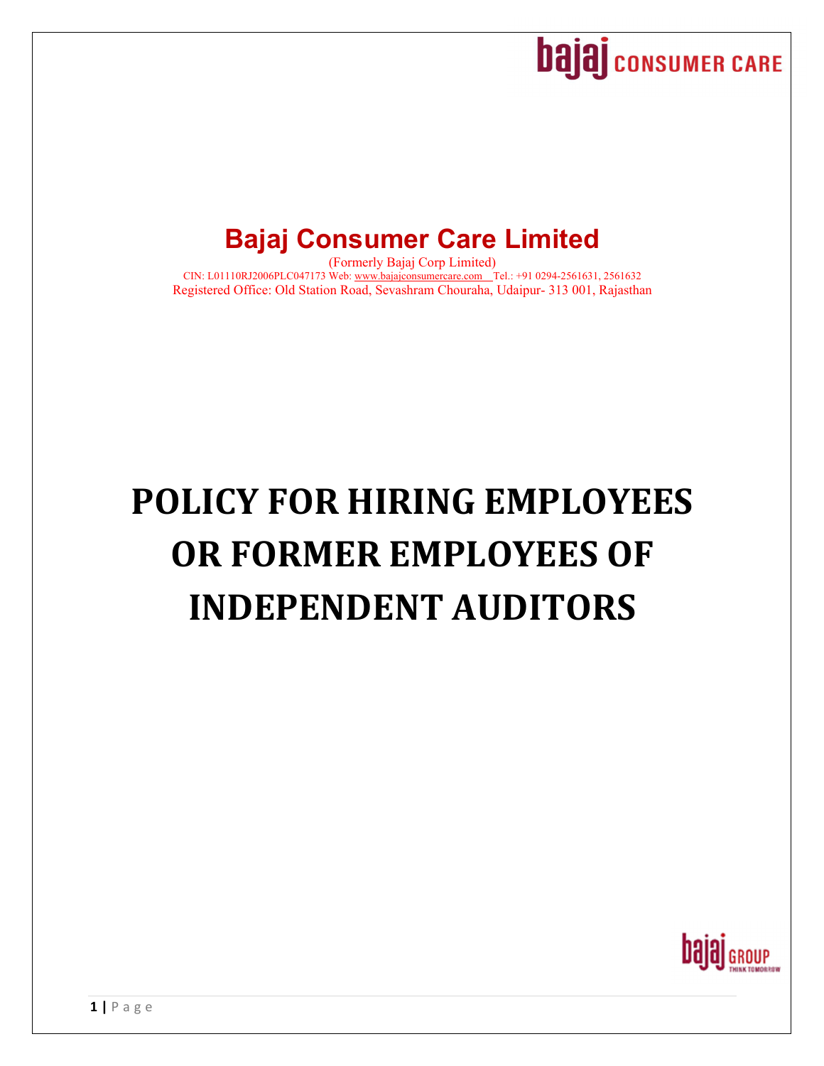# Bajaj Consumer Care Limited

(Formerly Bajaj Corp Limited)

CIN: L01110RJ2006PLC047173 Web: www.bajajconsumercare.com Tel.: +91 0294-2561631, 2561632

Registered Office: Old Station Road, Sevashram Chouraha, Udaipur- 313 001, Rajasthan

# POLICY FOR HIRING EMPLOYEES OR FORMER EMPLOYEES OF INDEPENDENT AUDITORS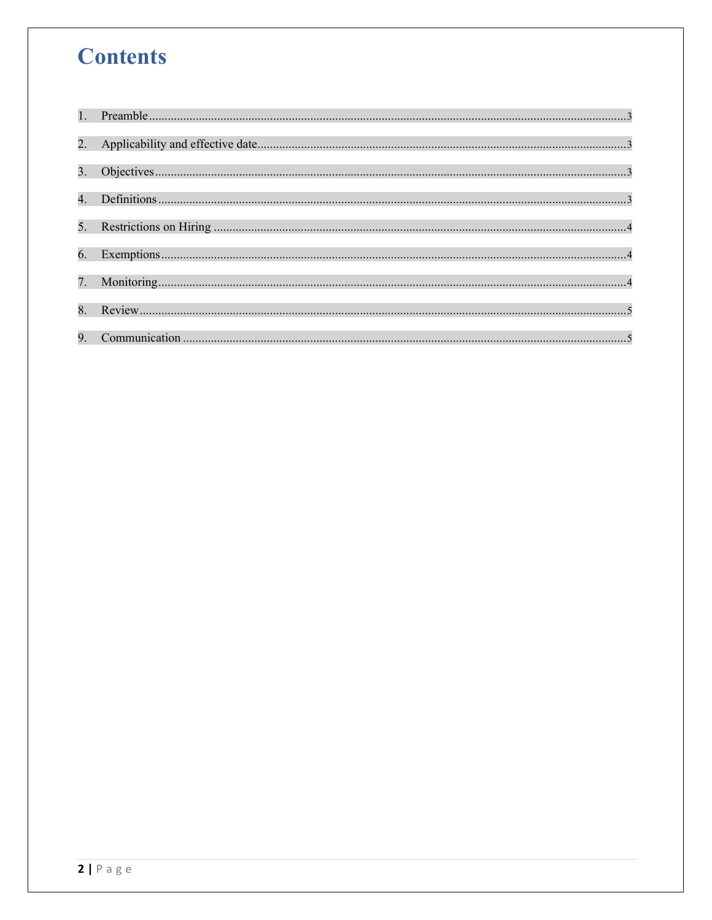# Contents

1. Preamble ........................................................................................................................................ 3
2. Applicability and effective date ........................................................................................................ 3
3. Objectives ........................................................................................................................................ 3
4. Definitions ........................................................................................................................................ 3
5. Restrictions on Hiring ........................................................................................................................ 4
6. Exemptions ........................................................................................................................................ 4
7. Monitoring ........................................................................................................................................ 4
8. Review ............................................................................................................................................ 5
9. Communication .................................................................................................................................. 5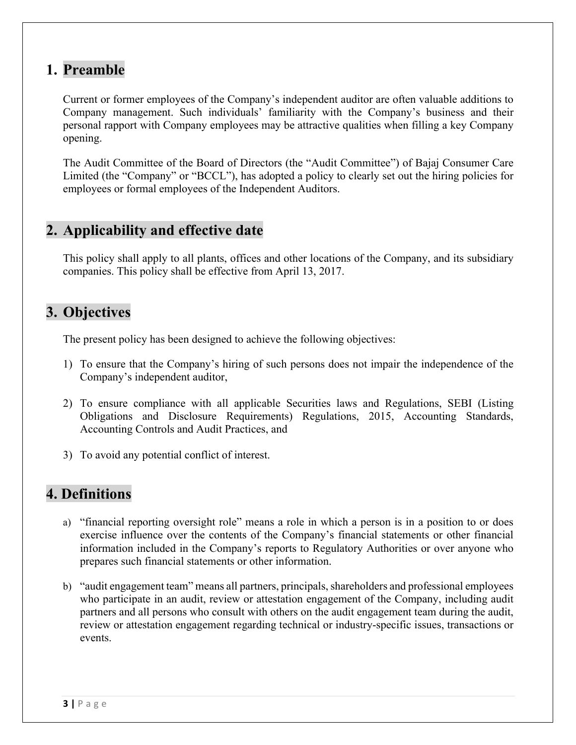## 1. Preamble

Current or former employees of the Company's independent auditor are often valuable additions to Company management. Such individuals' familiarity with the Company's business and their personal rapport with Company employees may be attractive qualities when filling a key Company opening.

The Audit Committee of the Board of Directors (the "Audit Committee") of Bajaj Consumer Care Limited (the "Company" or "BCCL"), has adopted a policy to clearly set out the hiring policies for employees or formal employees of the Independent Auditors.

## 2. Applicability and effective date

This policy shall apply to all plants, offices and other locations of the Company, and its subsidiary companies. This policy shall be effective from April 13, 2017.

## 3. Objectives

The present policy has been designed to achieve the following objectives:

1) To ensure that the Company's hiring of such persons does not impair the independence of the Company's independent auditor,

2) To ensure compliance with all applicable Securities laws and Regulations, SEBI (Listing Obligations and Disclosure Requirements) Regulations, 2015, Accounting Standards, Accounting Controls and Audit Practices, and

3) To avoid any potential conflict of interest.

## 4. Definitions

a) "financial reporting oversight role" means a role in which a person is in a position to or does exercise influence over the contents of the Company's financial statements or other financial information included in the Company's reports to Regulatory Authorities or over anyone who prepares such financial statements or other information.

b) "audit engagement team" means all partners, principals, shareholders and professional employees who participate in an audit, review or attestation engagement of the Company, including audit partners and all persons who consult with others on the audit engagement team during the audit, review or attestation engagement regarding technical or industry-specific issues, transactions or events.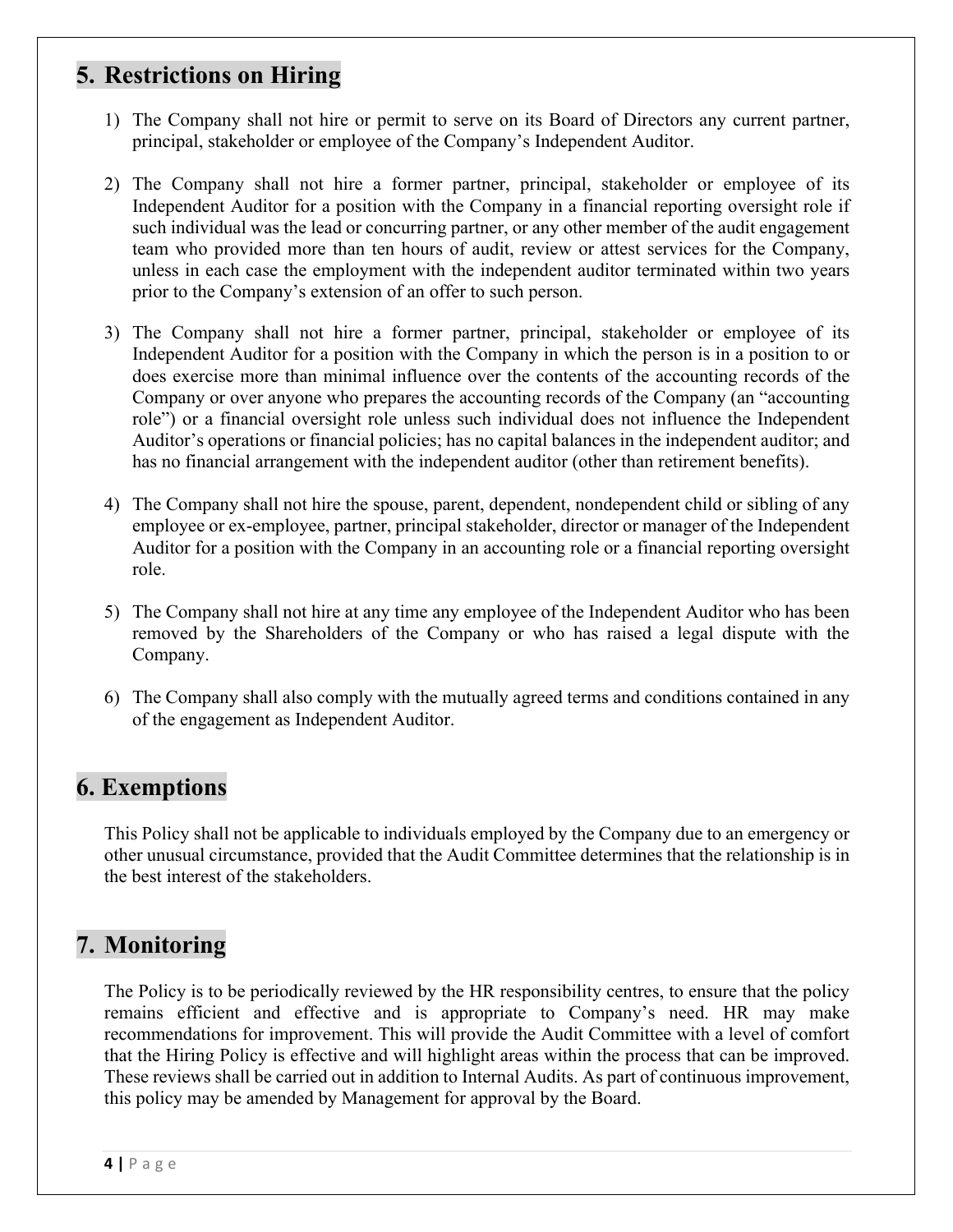## 5. Restrictions on Hiring

1) The Company shall not hire or permit to serve on its Board of Directors any current partner, principal, stakeholder or employee of the Company's Independent Auditor.

2) The Company shall not hire a former partner, principal, stakeholder or employee of its Independent Auditor for a position with the Company in a financial reporting oversight role if such individual was the lead or concurring partner, or any other member of the audit engagement team who provided more than ten hours of audit, review or attest services for the Company, unless in each case the employment with the independent auditor terminated within two years prior to the Company's extension of an offer to such person.

3) The Company shall not hire a former partner, principal, stakeholder or employee of its Independent Auditor for a position with the Company in which the person is in a position to or does exercise more than minimal influence over the contents of the accounting records of the Company or over anyone who prepares the accounting records of the Company (an "accounting role") or a financial oversight role unless such individual does not influence the Independent Auditor's operations or financial policies; has no capital balances in the independent auditor; and has no financial arrangement with the independent auditor (other than retirement benefits).

4) The Company shall not hire the spouse, parent, dependent, nondependent child or sibling of any employee or ex-employee, partner, principal stakeholder, director or manager of the Independent Auditor for a position with the Company in an accounting role or a financial reporting oversight role.

5) The Company shall not hire at any time any employee of the Independent Auditor who has been removed by the Shareholders of the Company or who has raised a legal dispute with the Company.

6) The Company shall also comply with the mutually agreed terms and conditions contained in any of the engagement as Independent Auditor.

## 6. Exemptions

This Policy shall not be applicable to individuals employed by the Company due to an emergency or other unusual circumstance, provided that the Audit Committee determines that the relationship is in the best interest of the stakeholders.

## 7. Monitoring

The Policy is to be periodically reviewed by the HR responsibility centres, to ensure that the policy remains efficient and effective and is appropriate to Company's need. HR may make recommendations for improvement. This will provide the Audit Committee with a level of comfort that the Hiring Policy is effective and will highlight areas within the process that can be improved. These reviews shall be carried out in addition to Internal Audits. As part of continuous improvement, this policy may be amended by Management for approval by the Board.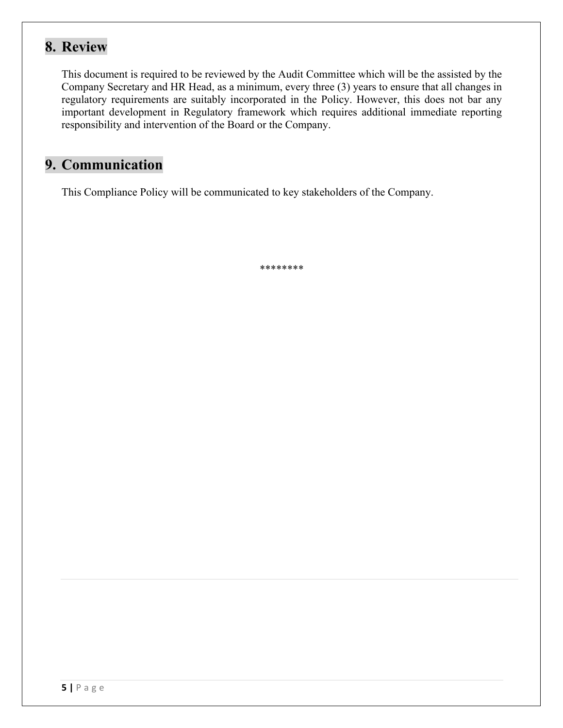## 8. Review

This document is required to be reviewed by the Audit Committee which will be the assisted by the Company Secretary and HR Head, as a minimum, every three (3) years to ensure that all changes in regulatory requirements are suitably incorporated in the Policy. However, this does not bar any important development in Regulatory framework which requires additional immediate reporting responsibility and intervention of the Board or the Company.

## 9. Communication

This Compliance Policy will be communicated to key stakeholders of the Company.

********